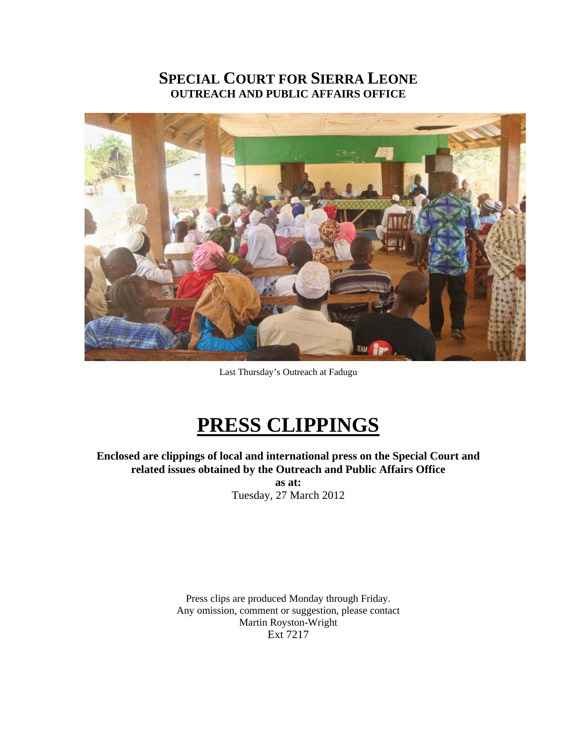# SPECIAL COURT FOR SIERRA LEONE

## OUTREACH AND PUBLIC AFFAIRS OFFICE

Last Thursday's Outreach at Fadugu

# PRESS CLIPPINGS

**Enclosed are clippings of local and international press on the Special Court and related issues obtained by the Outreach and Public Affairs Office**

**as at:**

Tuesday, 27 March 2012

Press clips are produced Monday through Friday.
Any omission, comment or suggestion, please contact
Martin Royston-Wright
Ext 7217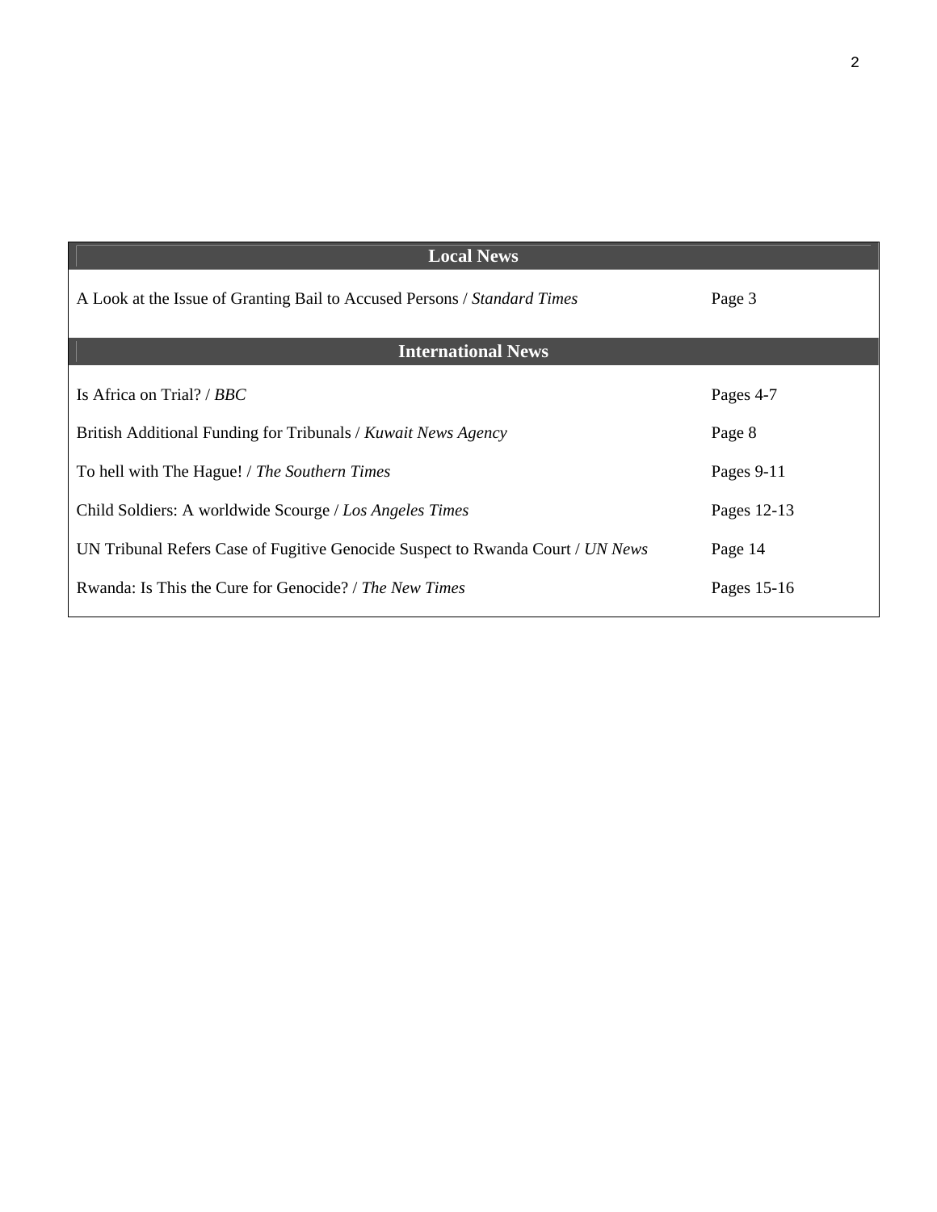| Local News | |
|---|---|
| A Look at the Issue of Granting Bail to Accused Persons / *Standard Times* | Page 3 |
| **International News** | |
| Is Africa on Trial? / *BBC* | Pages 4-7 |
| British Additional Funding for Tribunals / *Kuwait News Agency* | Page 8 |
| To hell with The Hague! / *The Southern Times* | Pages 9-11 |
| Child Soldiers: A worldwide Scourge / *Los Angeles Times* | Pages 12-13 |
| UN Tribunal Refers Case of Fugitive Genocide Suspect to Rwanda Court / *UN News* | Page 14 |
| Rwanda: Is This the Cure for Genocide? / *The New Times* | Pages 15-16 |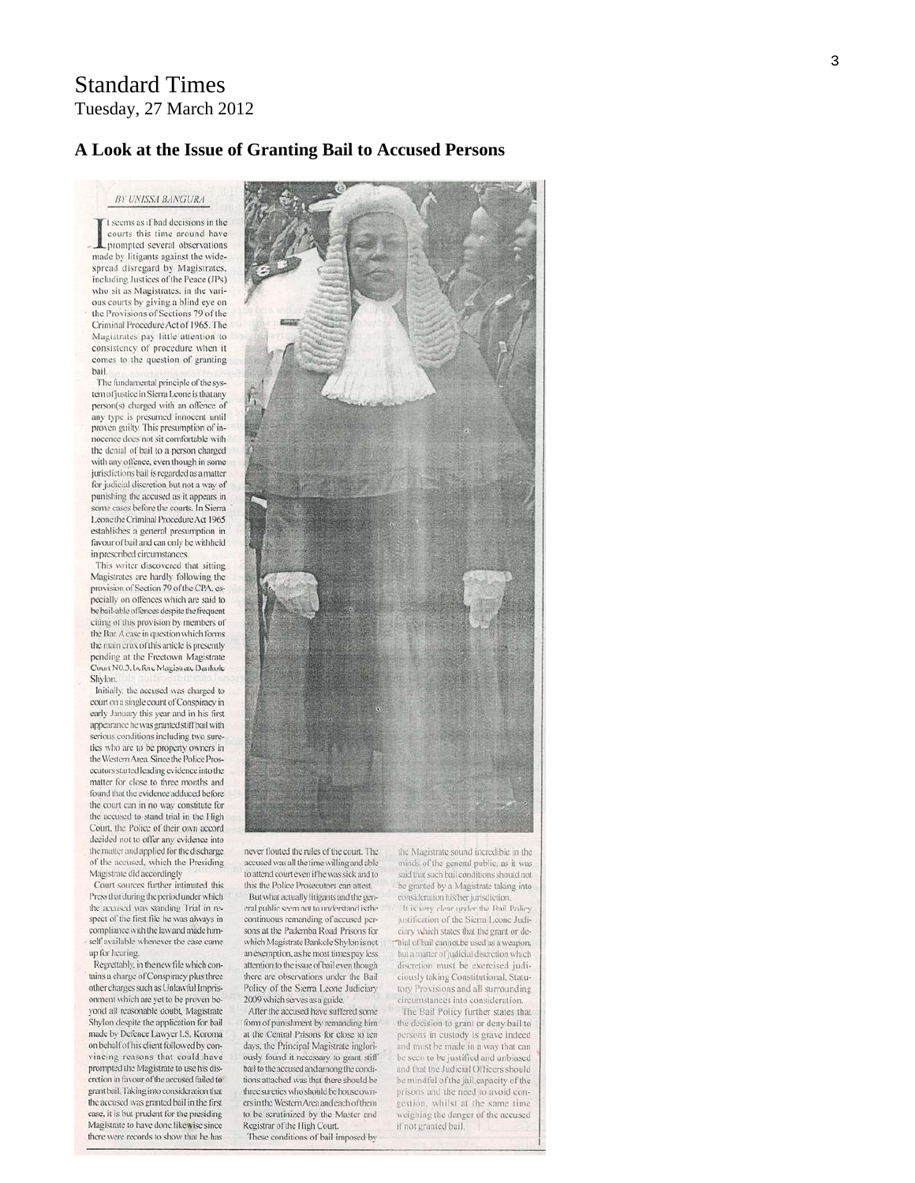# Standard Times
Tuesday, 27 March 2012

## A Look at the Issue of Granting Bail to Accused Persons

*BY UNISSA BANGURA*

It seems as if bad decisions in the courts this time around have prompted several observations made by litigants against the widespread disregard by Magistrates, including Justices of the Peace (JPs) who sit as Magistrates, in the various courts by giving a blind eye on the Provisions of Sections 79 of the Criminal Procedure Act of 1965. The Magistrates pay little attention to consistency of procedure when it comes to the question of granting bail.

The fundamental principle of the system of justice in Sierra Leone is that any person(s) charged with an offence of any type is presumed innocent until proven guilty. This presumption of innocence does not sit comfortable with the denial of bail to a person charged with any offence, even though in some jurisdictions bail is regarded as a matter for judicial discretion but not a way of punishing the accused as it appears in some cases before the courts. In Sierra Leone the Criminal Procedure Act 1965 establishes a general presumption in favour of bail and can only be withheld in prescribed circumstances.

This writer discovered that sitting Magistrates are hardly following the provision of Section 79 of the CPA, especially on offences which are said to be bail-able offences despite the frequent citing of this provision by members of the Bar. A case in question which forms the main crux of this article is presently pending at the Freetown Magistrate Court NO.3, before Magistrate Bankole Shylon.

Initially, the accused was charged to court on a single count of Conspiracy in early January this year and in his first appearance he was granted stiff bail with serious conditions including two sureties who are to be property owners in the Western Area. Since the Police Prosecutors started leading evidence into the matter for close to three months and found that the evidence adduced before the court can in no way constitute for the accused to stand trial in the High Court, the Police of their own accord decided not to offer any evidence into the matter and applied for the discharge of the accused, which the Presiding Magistrate did accordingly.

Court sources further intimated this Press that during the period under which the accused was standing Trial in respect of the first file he was always in compliance with the law and made himself available whenever the case came up for hearing.

Regrettably, in the new file which contains a charge of Conspiracy plus three other charges such as Unlawful Imprisonment which are yet to be proven beyond all reasonable doubt, Magistrate Shylon despite the application for bail made by Defence Lawyer I.S. Koroma on behalf of his client followed by convincing reasons that could have prompted the Magistrate to use his discretion in favour of the accused failed to grant bail. Taking into consideration that the accused was granted bail in the first case, it is but prudent for the presiding Magistrate to have done likewise since there were records to show that he has never flouted the rules of the court. The accused was all the time willing and able to attend court even if he was sick and to this the Police Prosecutors can attest.

But what actually litigants and the general public seem not to understand is the continuous remanding of accused persons at the Pademba Road Prisons for which Magistrate Bankole Shylon is not an exemption, as he most times pay less attention to the issue of bail even though there are observations under the Bail Policy of the Sierra Leone Judiciary 2009 which serves as a guide.

After the accused have suffered some form of punishment by remanding him at the Central Prisons for close to ten days, the Principal Magistrate ingloriously found it necessary to grant stiff bail to the accused and among the conditions attached was that there should be three sureties who should be house owners in the Western Area and each of them to be scrutinized by the Master and Registrar of the High Court.

These conditions of bail imposed by the Magistrate sound incredible in the minds of the general public, as it was said that such bail conditions should not be granted by a Magistrate taking into consideration his/her jurisdiction.

It is very clear under the Bail Policy justification of the Sierra Leone Judiciary which states that the grant or denial of bail cannot be used as a weapon, but a matter of judicial discretion which discretion must be exercised judiciously taking Constitutional, Statutory Provisions and all surrounding circumstances into consideration.

The Bail Policy further states that the decision to grant or deny bail to persons in custody is grave indeed and must be made in a way that can be seen to be justified and unbiased and that the Judicial Officers should be mindful of the jail capacity of the prisons and the need to avoid congestion, whilst at the same time weighing the danger of the accused if not granted bail.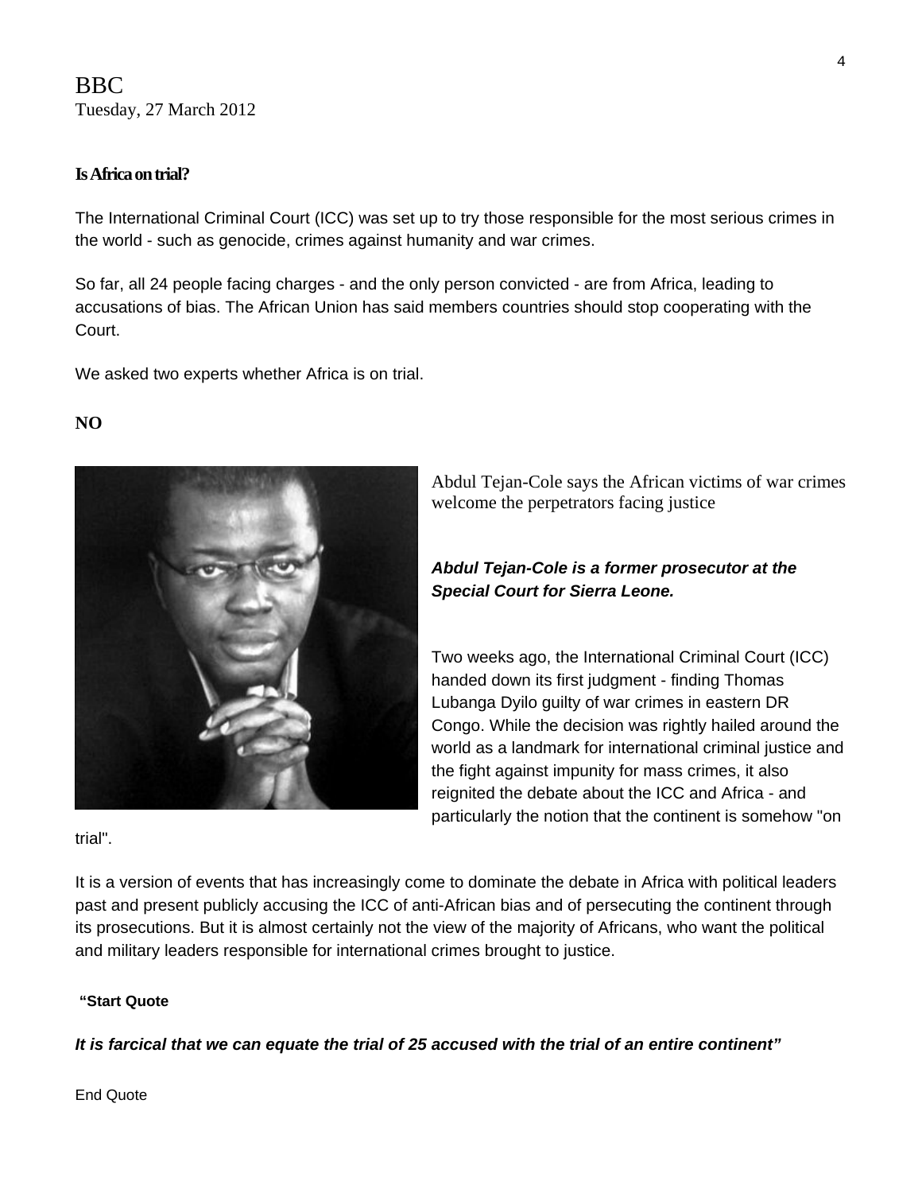BBC
Tuesday, 27 March 2012

**Is Africa on trial?**

The International Criminal Court (ICC) was set up to try those responsible for the most serious crimes in the world - such as genocide, crimes against humanity and war crimes.

So far, all 24 people facing charges - and the only person convicted - are from Africa, leading to accusations of bias. The African Union has said members countries should stop cooperating with the Court.

We asked two experts whether Africa is on trial.

**NO**

Abdul Tejan-Cole says the African victims of war crimes welcome the perpetrators facing justice

***Abdul Tejan-Cole is a former prosecutor at the Special Court for Sierra Leone.***

Two weeks ago, the International Criminal Court (ICC) handed down its first judgment - finding Thomas Lubanga Dyilo guilty of war crimes in eastern DR Congo. While the decision was rightly hailed around the world as a landmark for international criminal justice and the fight against impunity for mass crimes, it also reignited the debate about the ICC and Africa - and particularly the notion that the continent is somehow "on trial".

It is a version of events that has increasingly come to dominate the debate in Africa with political leaders past and present publicly accusing the ICC of anti-African bias and of persecuting the continent through its prosecutions. But it is almost certainly not the view of the majority of Africans, who want the political and military leaders responsible for international crimes brought to justice.

**"Start Quote**

***It is farcical that we can equate the trial of 25 accused with the trial of an entire continent"***

End Quote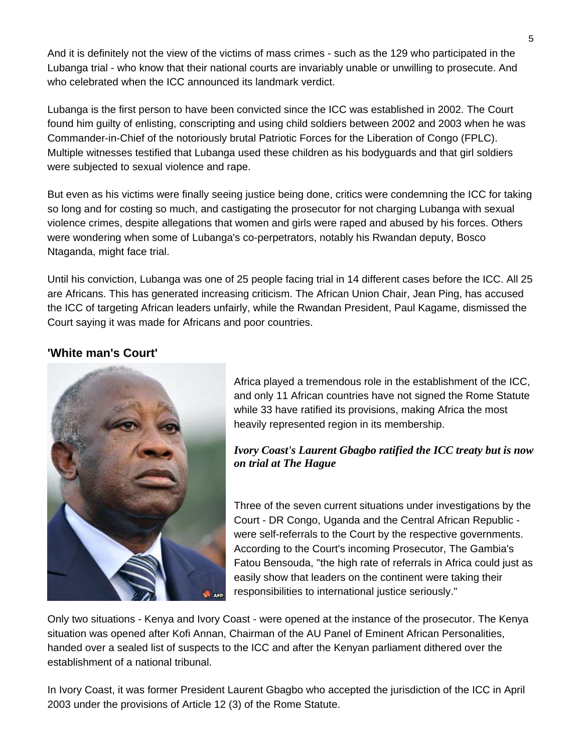And it is definitely not the view of the victims of mass crimes - such as the 129 who participated in the Lubanga trial - who know that their national courts are invariably unable or unwilling to prosecute. And who celebrated when the ICC announced its landmark verdict.

Lubanga is the first person to have been convicted since the ICC was established in 2002. The Court found him guilty of enlisting, conscripting and using child soldiers between 2002 and 2003 when he was Commander-in-Chief of the notoriously brutal Patriotic Forces for the Liberation of Congo (FPLC). Multiple witnesses testified that Lubanga used these children as his bodyguards and that girl soldiers were subjected to sexual violence and rape.

But even as his victims were finally seeing justice being done, critics were condemning the ICC for taking so long and for costing so much, and castigating the prosecutor for not charging Lubanga with sexual violence crimes, despite allegations that women and girls were raped and abused by his forces. Others were wondering when some of Lubanga's co-perpetrators, notably his Rwandan deputy, Bosco Ntaganda, might face trial.

Until his conviction, Lubanga was one of 25 people facing trial in 14 different cases before the ICC. All 25 are Africans. This has generated increasing criticism. The African Union Chair, Jean Ping, has accused the ICC of targeting African leaders unfairly, while the Rwandan President, Paul Kagame, dismissed the Court saying it was made for Africans and poor countries.

### 'White man's Court'

Africa played a tremendous role in the establishment of the ICC, and only 11 African countries have not signed the Rome Statute while 33 have ratified its provisions, making Africa the most heavily represented region in its membership.

***Ivory Coast's Laurent Gbagbo ratified the ICC treaty but is now on trial at The Hague***

Three of the seven current situations under investigations by the Court - DR Congo, Uganda and the Central African Republic - were self-referrals to the Court by the respective governments. According to the Court's incoming Prosecutor, The Gambia's Fatou Bensouda, "the high rate of referrals in Africa could just as easily show that leaders on the continent were taking their responsibilities to international justice seriously."

Only two situations - Kenya and Ivory Coast - were opened at the instance of the prosecutor. The Kenya situation was opened after Kofi Annan, Chairman of the AU Panel of Eminent African Personalities, handed over a sealed list of suspects to the ICC and after the Kenyan parliament dithered over the establishment of a national tribunal.

In Ivory Coast, it was former President Laurent Gbagbo who accepted the jurisdiction of the ICC in April 2003 under the provisions of Article 12 (3) of the Rome Statute.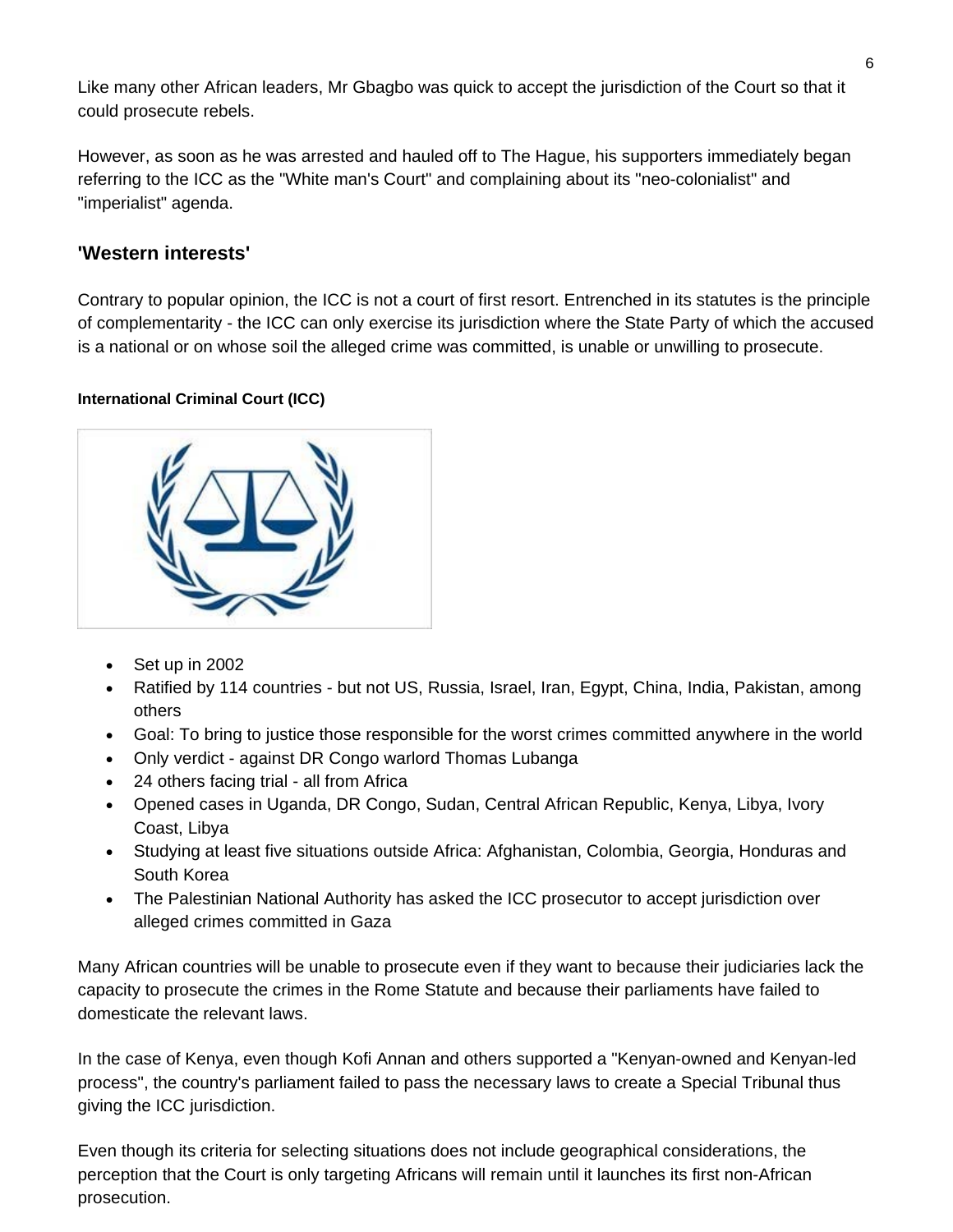Like many other African leaders, Mr Gbagbo was quick to accept the jurisdiction of the Court so that it could prosecute rebels.

However, as soon as he was arrested and hauled off to The Hague, his supporters immediately began referring to the ICC as the "White man's Court" and complaining about its "neo-colonialist" and "imperialist" agenda.

## 'Western interests'

Contrary to popular opinion, the ICC is not a court of first resort. Entrenched in its statutes is the principle of complementarity - the ICC can only exercise its jurisdiction where the State Party of which the accused is a national or on whose soil the alleged crime was committed, is unable or unwilling to prosecute.

**International Criminal Court (ICC)**

- Set up in 2002
- Ratified by 114 countries - but not US, Russia, Israel, Iran, Egypt, China, India, Pakistan, among others
- Goal: To bring to justice those responsible for the worst crimes committed anywhere in the world
- Only verdict - against DR Congo warlord Thomas Lubanga
- 24 others facing trial - all from Africa
- Opened cases in Uganda, DR Congo, Sudan, Central African Republic, Kenya, Libya, Ivory Coast, Libya
- Studying at least five situations outside Africa: Afghanistan, Colombia, Georgia, Honduras and South Korea
- The Palestinian National Authority has asked the ICC prosecutor to accept jurisdiction over alleged crimes committed in Gaza

Many African countries will be unable to prosecute even if they want to because their judiciaries lack the capacity to prosecute the crimes in the Rome Statute and because their parliaments have failed to domesticate the relevant laws.

In the case of Kenya, even though Kofi Annan and others supported a "Kenyan-owned and Kenyan-led process", the country's parliament failed to pass the necessary laws to create a Special Tribunal thus giving the ICC jurisdiction.

Even though its criteria for selecting situations does not include geographical considerations, the perception that the Court is only targeting Africans will remain until it launches its first non-African prosecution.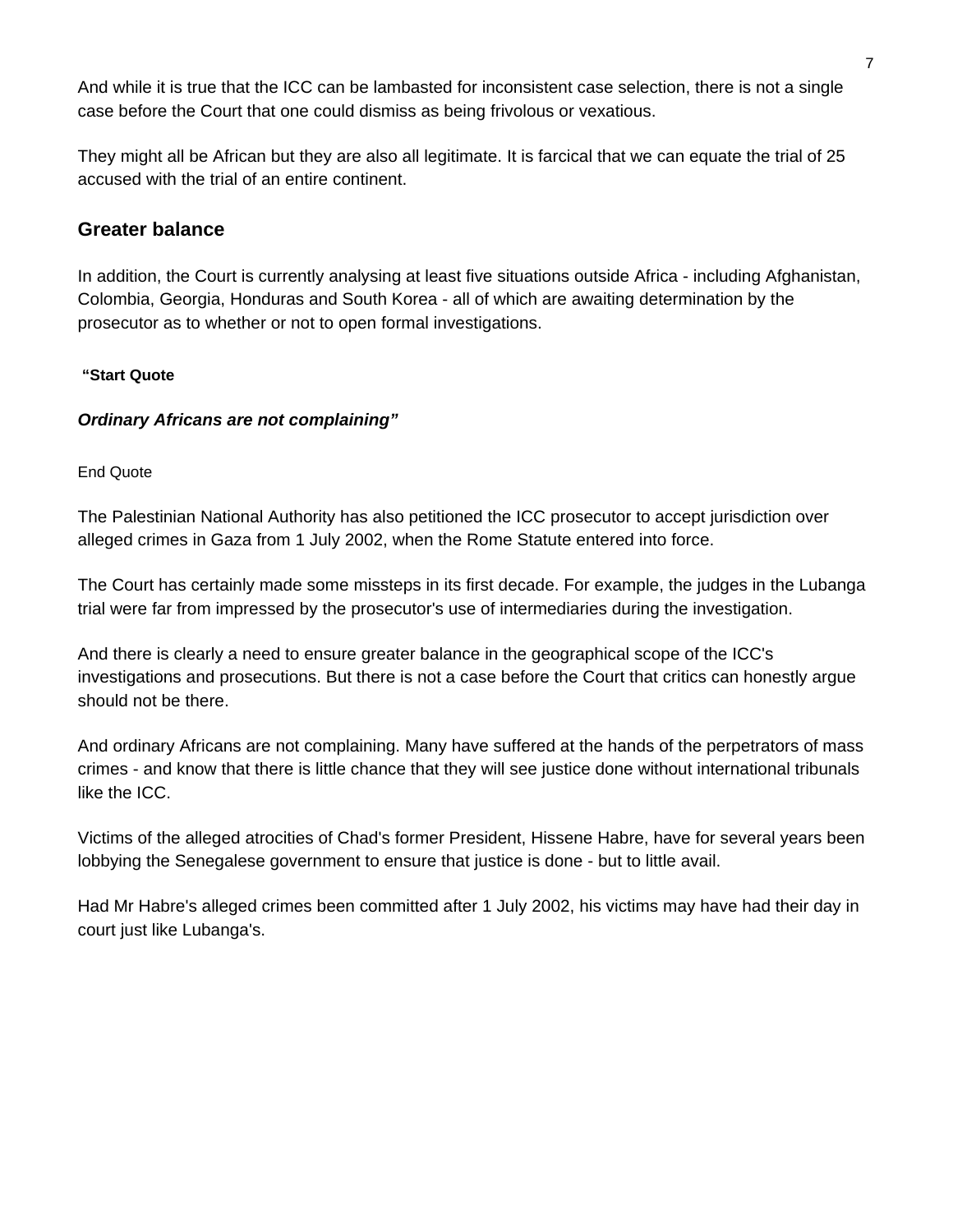And while it is true that the ICC can be lambasted for inconsistent case selection, there is not a single case before the Court that one could dismiss as being frivolous or vexatious.

They might all be African but they are also all legitimate. It is farcical that we can equate the trial of 25 accused with the trial of an entire continent.

## Greater balance

In addition, the Court is currently analysing at least five situations outside Africa - including Afghanistan, Colombia, Georgia, Honduras and South Korea - all of which are awaiting determination by the prosecutor as to whether or not to open formal investigations.

**"Start Quote**

***Ordinary Africans are not complaining"***

End Quote

The Palestinian National Authority has also petitioned the ICC prosecutor to accept jurisdiction over alleged crimes in Gaza from 1 July 2002, when the Rome Statute entered into force.

The Court has certainly made some missteps in its first decade. For example, the judges in the Lubanga trial were far from impressed by the prosecutor's use of intermediaries during the investigation.

And there is clearly a need to ensure greater balance in the geographical scope of the ICC's investigations and prosecutions. But there is not a case before the Court that critics can honestly argue should not be there.

And ordinary Africans are not complaining. Many have suffered at the hands of the perpetrators of mass crimes - and know that there is little chance that they will see justice done without international tribunals like the ICC.

Victims of the alleged atrocities of Chad's former President, Hissene Habre, have for several years been lobbying the Senegalese government to ensure that justice is done - but to little avail.

Had Mr Habre's alleged crimes been committed after 1 July 2002, his victims may have had their day in court just like Lubanga's.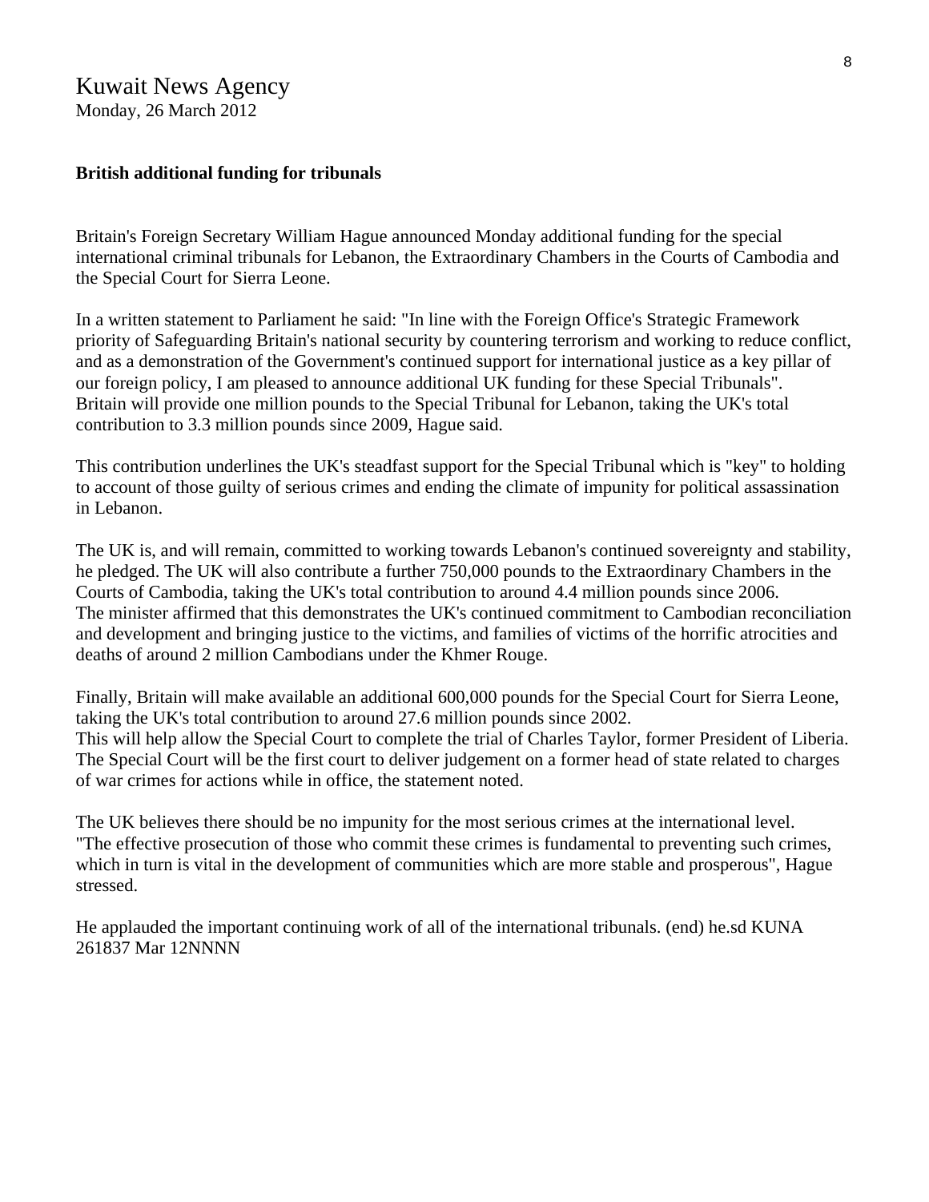Kuwait News Agency
Monday, 26 March 2012

**British additional funding for tribunals**

Britain's Foreign Secretary William Hague announced Monday additional funding for the special international criminal tribunals for Lebanon, the Extraordinary Chambers in the Courts of Cambodia and the Special Court for Sierra Leone.

In a written statement to Parliament he said: "In line with the Foreign Office's Strategic Framework priority of Safeguarding Britain's national security by countering terrorism and working to reduce conflict, and as a demonstration of the Government's continued support for international justice as a key pillar of our foreign policy, I am pleased to announce additional UK funding for these Special Tribunals".
Britain will provide one million pounds to the Special Tribunal for Lebanon, taking the UK's total contribution to 3.3 million pounds since 2009, Hague said.

This contribution underlines the UK's steadfast support for the Special Tribunal which is "key" to holding to account of those guilty of serious crimes and ending the climate of impunity for political assassination in Lebanon.

The UK is, and will remain, committed to working towards Lebanon's continued sovereignty and stability, he pledged. The UK will also contribute a further 750,000 pounds to the Extraordinary Chambers in the Courts of Cambodia, taking the UK's total contribution to around 4.4 million pounds since 2006.
The minister affirmed that this demonstrates the UK's continued commitment to Cambodian reconciliation and development and bringing justice to the victims, and families of victims of the horrific atrocities and deaths of around 2 million Cambodians under the Khmer Rouge.

Finally, Britain will make available an additional 600,000 pounds for the Special Court for Sierra Leone, taking the UK's total contribution to around 27.6 million pounds since 2002.
This will help allow the Special Court to complete the trial of Charles Taylor, former President of Liberia. The Special Court will be the first court to deliver judgement on a former head of state related to charges of war crimes for actions while in office, the statement noted.

The UK believes there should be no impunity for the most serious crimes at the international level.
"The effective prosecution of those who commit these crimes is fundamental to preventing such crimes, which in turn is vital in the development of communities which are more stable and prosperous", Hague stressed.

He applauded the important continuing work of all of the international tribunals. (end) he.sd KUNA 261837 Mar 12NNNN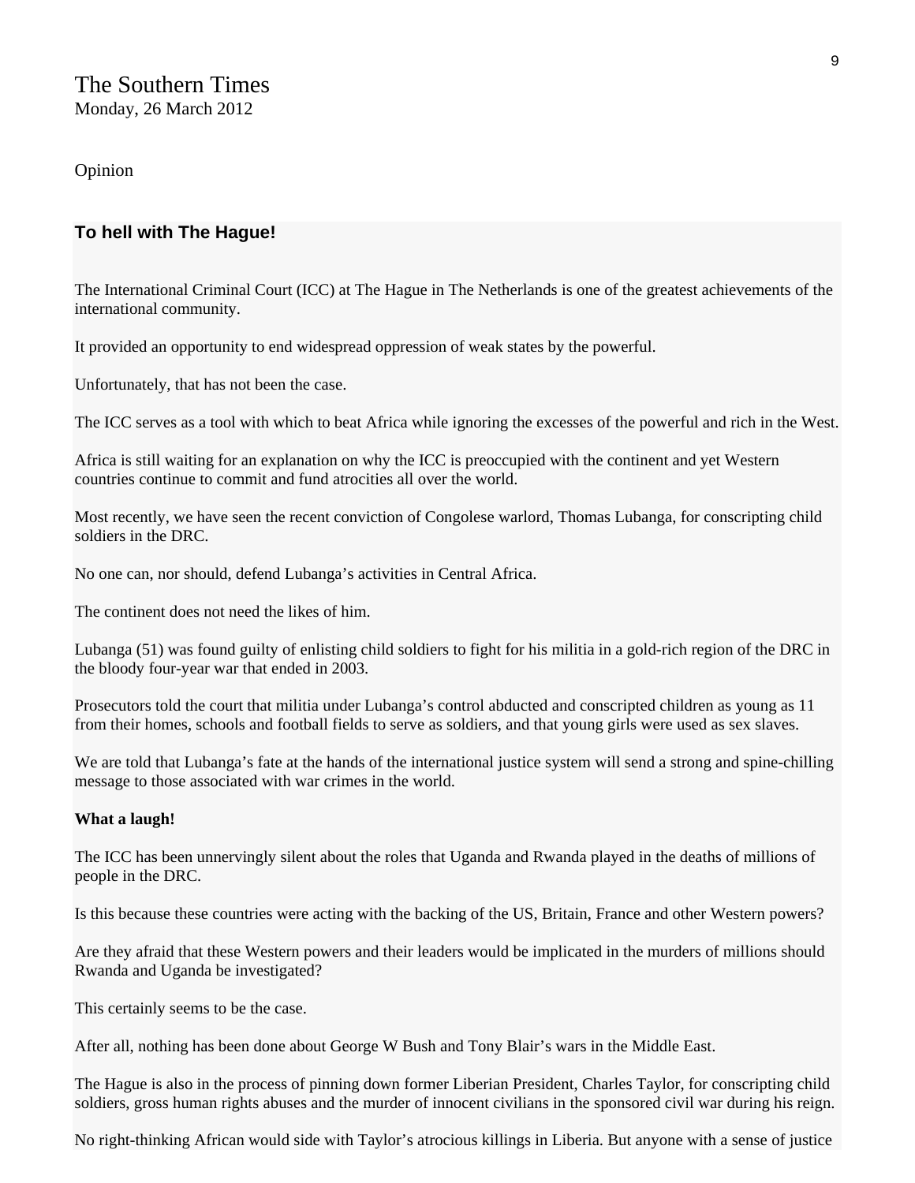The Southern Times
Monday, 26 March 2012

Opinion

## To hell with The Hague!

The International Criminal Court (ICC) at The Hague in The Netherlands is one of the greatest achievements of the international community.

It provided an opportunity to end widespread oppression of weak states by the powerful.

Unfortunately, that has not been the case.

The ICC serves as a tool with which to beat Africa while ignoring the excesses of the powerful and rich in the West.

Africa is still waiting for an explanation on why the ICC is preoccupied with the continent and yet Western countries continue to commit and fund atrocities all over the world.

Most recently, we have seen the recent conviction of Congolese warlord, Thomas Lubanga, for conscripting child soldiers in the DRC.

No one can, nor should, defend Lubanga's activities in Central Africa.

The continent does not need the likes of him.

Lubanga (51) was found guilty of enlisting child soldiers to fight for his militia in a gold-rich region of the DRC in the bloody four-year war that ended in 2003.

Prosecutors told the court that militia under Lubanga's control abducted and conscripted children as young as 11 from their homes, schools and football fields to serve as soldiers, and that young girls were used as sex slaves.

We are told that Lubanga's fate at the hands of the international justice system will send a strong and spine-chilling message to those associated with war crimes in the world.

**What a laugh!**

The ICC has been unnervingly silent about the roles that Uganda and Rwanda played in the deaths of millions of people in the DRC.

Is this because these countries were acting with the backing of the US, Britain, France and other Western powers?

Are they afraid that these Western powers and their leaders would be implicated in the murders of millions should Rwanda and Uganda be investigated?

This certainly seems to be the case.

After all, nothing has been done about George W Bush and Tony Blair's wars in the Middle East.

The Hague is also in the process of pinning down former Liberian President, Charles Taylor, for conscripting child soldiers, gross human rights abuses and the murder of innocent civilians in the sponsored civil war during his reign.

No right-thinking African would side with Taylor's atrocious killings in Liberia. But anyone with a sense of justice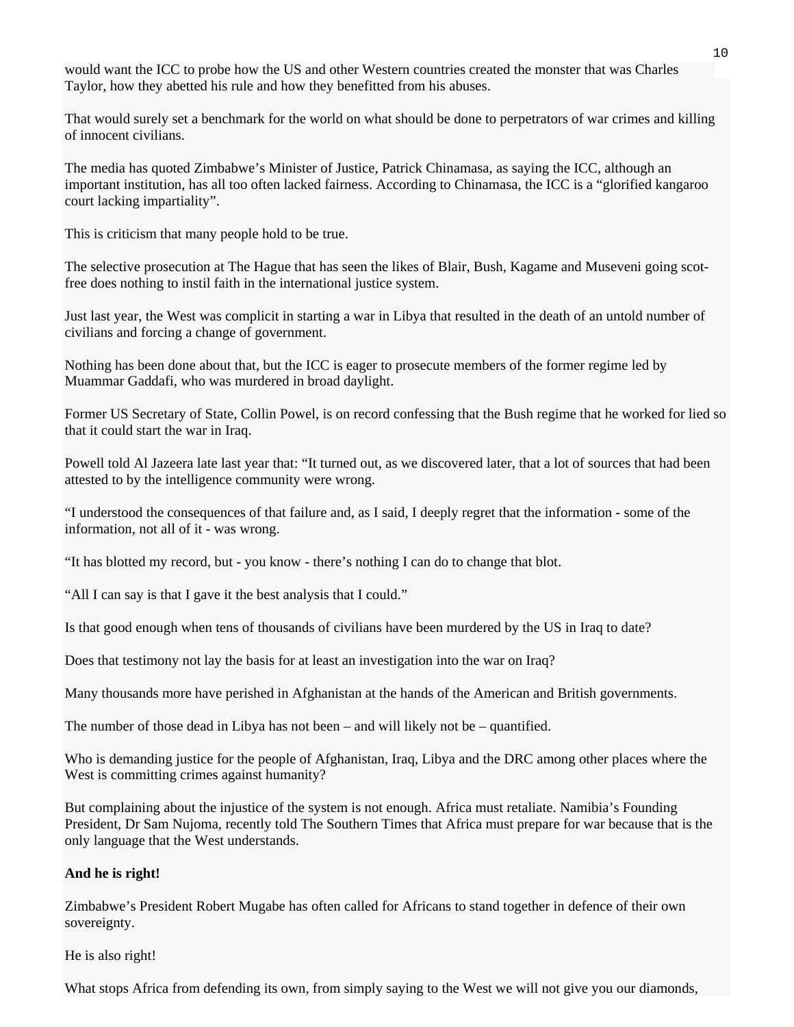would want the ICC to probe how the US and other Western countries created the monster that was Charles Taylor, how they abetted his rule and how they benefitted from his abuses.

That would surely set a benchmark for the world on what should be done to perpetrators of war crimes and killing of innocent civilians.

The media has quoted Zimbabwe's Minister of Justice, Patrick Chinamasa, as saying the ICC, although an important institution, has all too often lacked fairness. According to Chinamasa, the ICC is a "glorified kangaroo court lacking impartiality".

This is criticism that many people hold to be true.

The selective prosecution at The Hague that has seen the likes of Blair, Bush, Kagame and Museveni going scot-free does nothing to instil faith in the international justice system.

Just last year, the West was complicit in starting a war in Libya that resulted in the death of an untold number of civilians and forcing a change of government.

Nothing has been done about that, but the ICC is eager to prosecute members of the former regime led by Muammar Gaddafi, who was murdered in broad daylight.

Former US Secretary of State, Collin Powel, is on record confessing that the Bush regime that he worked for lied so that it could start the war in Iraq.

Powell told Al Jazeera late last year that: "It turned out, as we discovered later, that a lot of sources that had been attested to by the intelligence community were wrong.

"I understood the consequences of that failure and, as I said, I deeply regret that the information - some of the information, not all of it - was wrong.

"It has blotted my record, but - you know - there's nothing I can do to change that blot.

"All I can say is that I gave it the best analysis that I could."

Is that good enough when tens of thousands of civilians have been murdered by the US in Iraq to date?

Does that testimony not lay the basis for at least an investigation into the war on Iraq?

Many thousands more have perished in Afghanistan at the hands of the American and British governments.

The number of those dead in Libya has not been – and will likely not be – quantified.

Who is demanding justice for the people of Afghanistan, Iraq, Libya and the DRC among other places where the West is committing crimes against humanity?

But complaining about the injustice of the system is not enough. Africa must retaliate. Namibia's Founding President, Dr Sam Nujoma, recently told The Southern Times that Africa must prepare for war because that is the only language that the West understands.

**And he is right!**

Zimbabwe's President Robert Mugabe has often called for Africans to stand together in defence of their own sovereignty.

He is also right!

What stops Africa from defending its own, from simply saying to the West we will not give you our diamonds,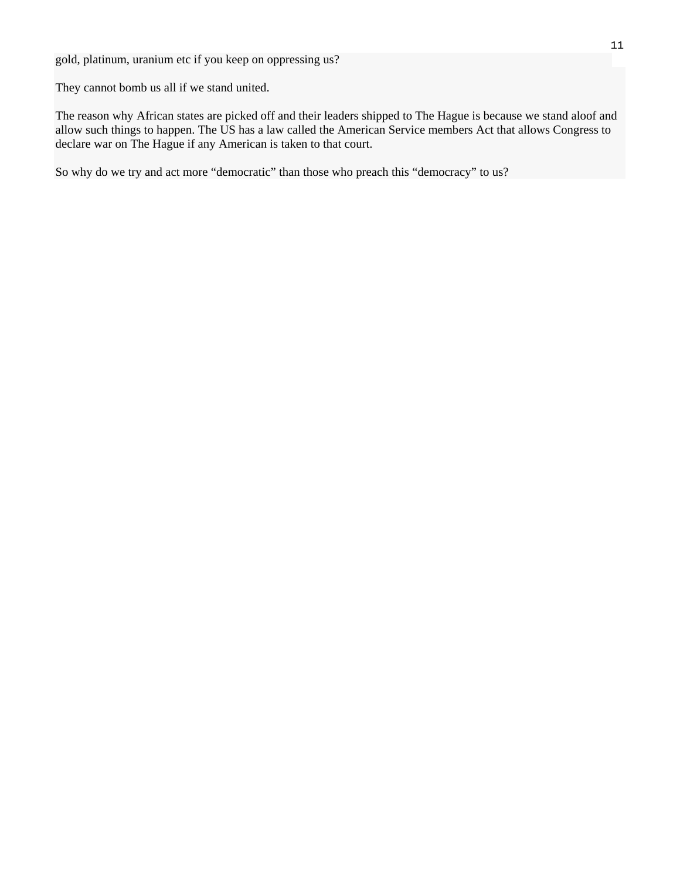gold, platinum, uranium etc if you keep on oppressing us?

They cannot bomb us all if we stand united.

The reason why African states are picked off and their leaders shipped to The Hague is because we stand aloof and allow such things to happen. The US has a law called the American Service members Act that allows Congress to declare war on The Hague if any American is taken to that court.

So why do we try and act more “democratic” than those who preach this “democracy” to us?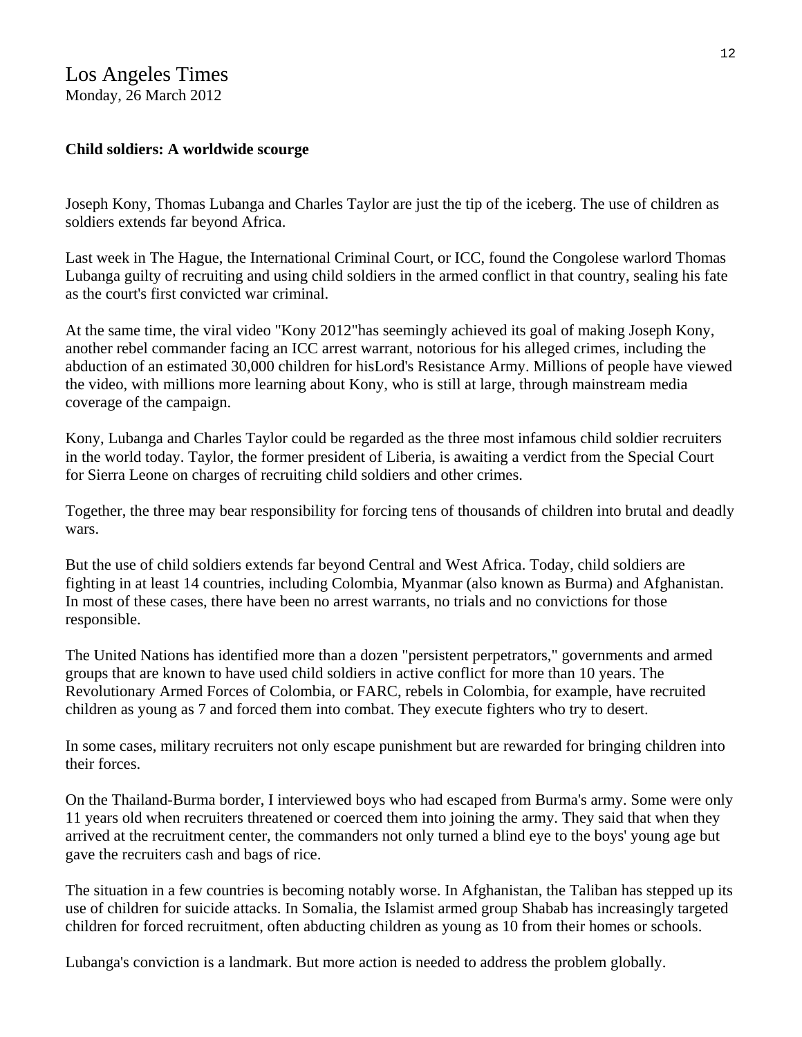Los Angeles Times
Monday, 26 March 2012

**Child soldiers: A worldwide scourge**

Joseph Kony, Thomas Lubanga and Charles Taylor are just the tip of the iceberg. The use of children as soldiers extends far beyond Africa.

Last week in The Hague, the International Criminal Court, or ICC, found the Congolese warlord Thomas Lubanga guilty of recruiting and using child soldiers in the armed conflict in that country, sealing his fate as the court's first convicted war criminal.

At the same time, the viral video "Kony 2012"has seemingly achieved its goal of making Joseph Kony, another rebel commander facing an ICC arrest warrant, notorious for his alleged crimes, including the abduction of an estimated 30,000 children for hisLord's Resistance Army. Millions of people have viewed the video, with millions more learning about Kony, who is still at large, through mainstream media coverage of the campaign.

Kony, Lubanga and Charles Taylor could be regarded as the three most infamous child soldier recruiters in the world today. Taylor, the former president of Liberia, is awaiting a verdict from the Special Court for Sierra Leone on charges of recruiting child soldiers and other crimes.

Together, the three may bear responsibility for forcing tens of thousands of children into brutal and deadly wars.

But the use of child soldiers extends far beyond Central and West Africa. Today, child soldiers are fighting in at least 14 countries, including Colombia, Myanmar (also known as Burma) and Afghanistan. In most of these cases, there have been no arrest warrants, no trials and no convictions for those responsible.

The United Nations has identified more than a dozen "persistent perpetrators," governments and armed groups that are known to have used child soldiers in active conflict for more than 10 years. The Revolutionary Armed Forces of Colombia, or FARC, rebels in Colombia, for example, have recruited children as young as 7 and forced them into combat. They execute fighters who try to desert.

In some cases, military recruiters not only escape punishment but are rewarded for bringing children into their forces.

On the Thailand-Burma border, I interviewed boys who had escaped from Burma's army. Some were only 11 years old when recruiters threatened or coerced them into joining the army. They said that when they arrived at the recruitment center, the commanders not only turned a blind eye to the boys' young age but gave the recruiters cash and bags of rice.

The situation in a few countries is becoming notably worse. In Afghanistan, the Taliban has stepped up its use of children for suicide attacks. In Somalia, the Islamist armed group Shabab has increasingly targeted children for forced recruitment, often abducting children as young as 10 from their homes or schools.

Lubanga's conviction is a landmark. But more action is needed to address the problem globally.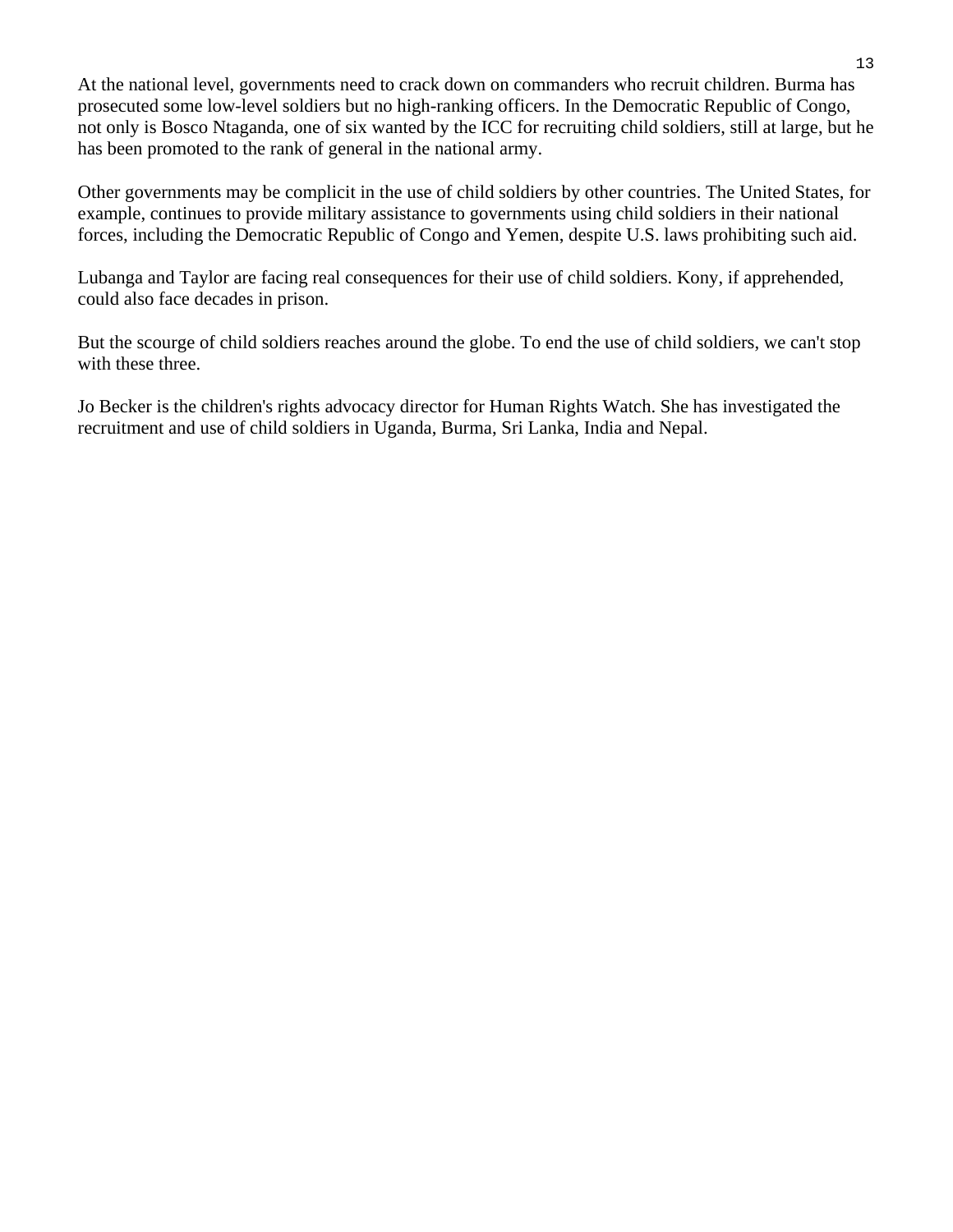At the national level, governments need to crack down on commanders who recruit children. Burma has prosecuted some low-level soldiers but no high-ranking officers. In the Democratic Republic of Congo, not only is Bosco Ntaganda, one of six wanted by the ICC for recruiting child soldiers, still at large, but he has been promoted to the rank of general in the national army.

Other governments may be complicit in the use of child soldiers by other countries. The United States, for example, continues to provide military assistance to governments using child soldiers in their national forces, including the Democratic Republic of Congo and Yemen, despite U.S. laws prohibiting such aid.

Lubanga and Taylor are facing real consequences for their use of child soldiers. Kony, if apprehended, could also face decades in prison.

But the scourge of child soldiers reaches around the globe. To end the use of child soldiers, we can't stop with these three.

Jo Becker is the children's rights advocacy director for Human Rights Watch. She has investigated the recruitment and use of child soldiers in Uganda, Burma, Sri Lanka, India and Nepal.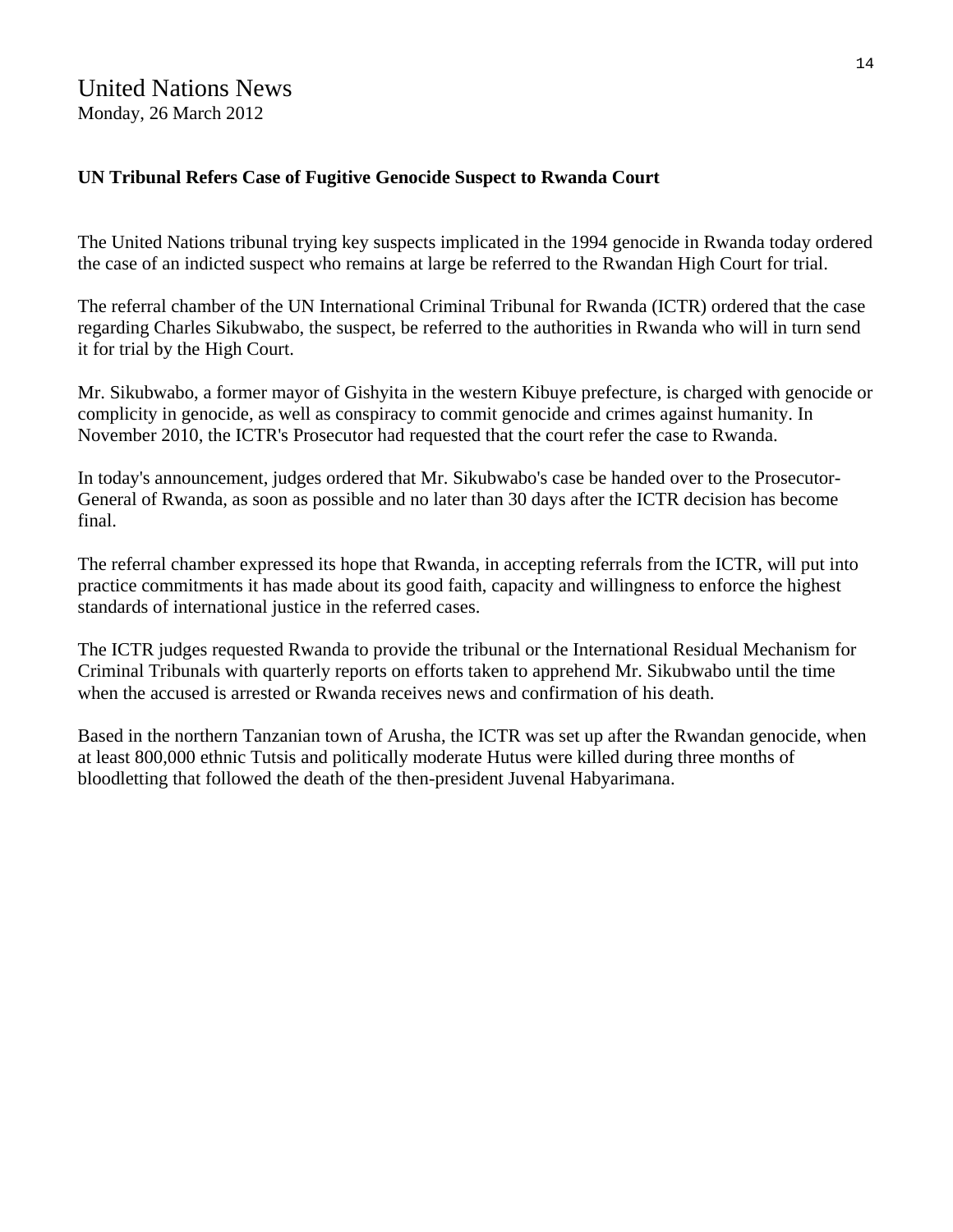United Nations News
Monday, 26 March 2012

**UN Tribunal Refers Case of Fugitive Genocide Suspect to Rwanda Court**

The United Nations tribunal trying key suspects implicated in the 1994 genocide in Rwanda today ordered the case of an indicted suspect who remains at large be referred to the Rwandan High Court for trial.

The referral chamber of the UN International Criminal Tribunal for Rwanda (ICTR) ordered that the case regarding Charles Sikubwabo, the suspect, be referred to the authorities in Rwanda who will in turn send it for trial by the High Court.

Mr. Sikubwabo, a former mayor of Gishyita in the western Kibuye prefecture, is charged with genocide or complicity in genocide, as well as conspiracy to commit genocide and crimes against humanity. In November 2010, the ICTR's Prosecutor had requested that the court refer the case to Rwanda.

In today's announcement, judges ordered that Mr. Sikubwabo's case be handed over to the Prosecutor-General of Rwanda, as soon as possible and no later than 30 days after the ICTR decision has become final.

The referral chamber expressed its hope that Rwanda, in accepting referrals from the ICTR, will put into practice commitments it has made about its good faith, capacity and willingness to enforce the highest standards of international justice in the referred cases.

The ICTR judges requested Rwanda to provide the tribunal or the International Residual Mechanism for Criminal Tribunals with quarterly reports on efforts taken to apprehend Mr. Sikubwabo until the time when the accused is arrested or Rwanda receives news and confirmation of his death.

Based in the northern Tanzanian town of Arusha, the ICTR was set up after the Rwandan genocide, when at least 800,000 ethnic Tutsis and politically moderate Hutus were killed during three months of bloodletting that followed the death of the then-president Juvenal Habyarimana.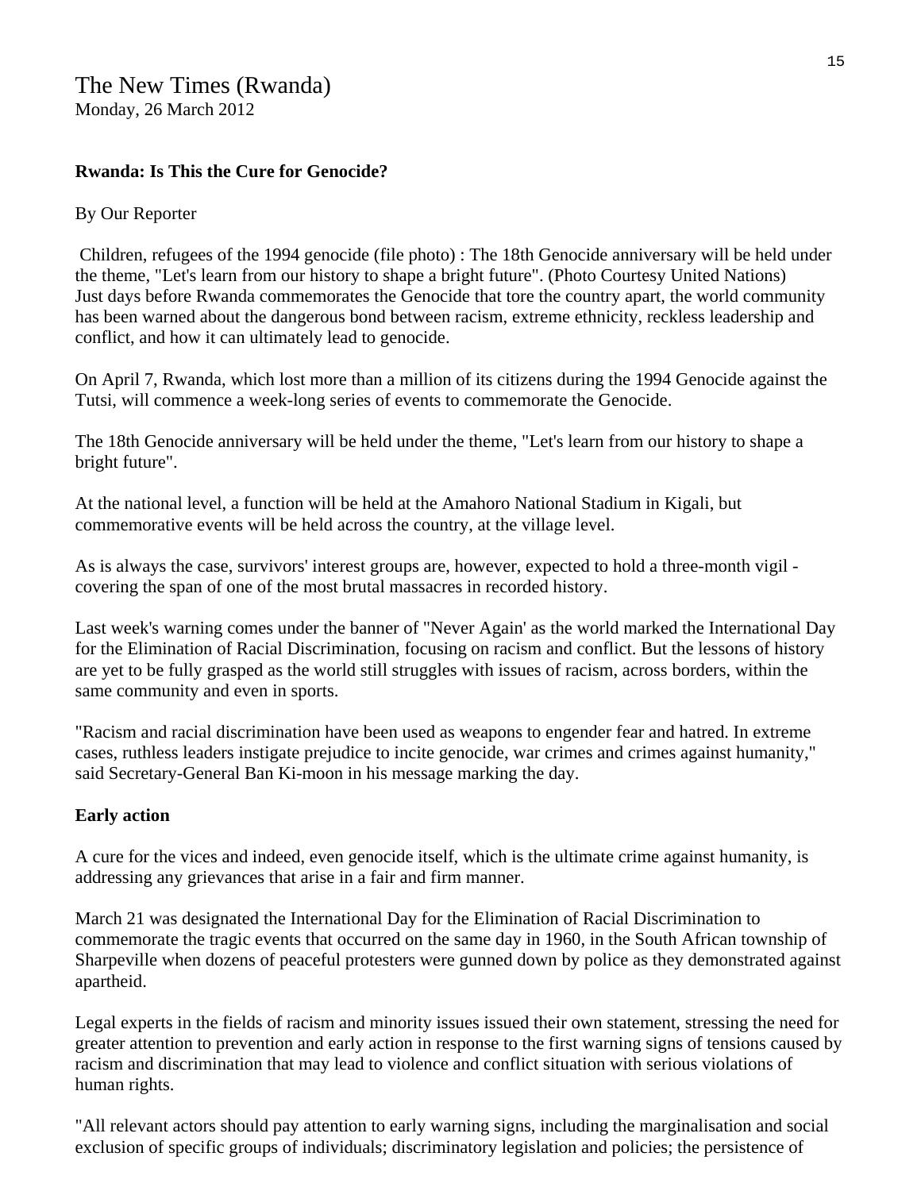The New Times (Rwanda)
Monday, 26 March 2012

**Rwanda: Is This the Cure for Genocide?**

By Our Reporter

Children, refugees of the 1994 genocide (file photo) : The 18th Genocide anniversary will be held under the theme, "Let's learn from our history to shape a bright future". (Photo Courtesy United Nations)
Just days before Rwanda commemorates the Genocide that tore the country apart, the world community has been warned about the dangerous bond between racism, extreme ethnicity, reckless leadership and conflict, and how it can ultimately lead to genocide.

On April 7, Rwanda, which lost more than a million of its citizens during the 1994 Genocide against the Tutsi, will commence a week-long series of events to commemorate the Genocide.

The 18th Genocide anniversary will be held under the theme, "Let's learn from our history to shape a bright future".

At the national level, a function will be held at the Amahoro National Stadium in Kigali, but commemorative events will be held across the country, at the village level.

As is always the case, survivors' interest groups are, however, expected to hold a three-month vigil - covering the span of one of the most brutal massacres in recorded history.

Last week's warning comes under the banner of "Never Again' as the world marked the International Day for the Elimination of Racial Discrimination, focusing on racism and conflict. But the lessons of history are yet to be fully grasped as the world still struggles with issues of racism, across borders, within the same community and even in sports.

"Racism and racial discrimination have been used as weapons to engender fear and hatred. In extreme cases, ruthless leaders instigate prejudice to incite genocide, war crimes and crimes against humanity," said Secretary-General Ban Ki-moon in his message marking the day.

**Early action**

A cure for the vices and indeed, even genocide itself, which is the ultimate crime against humanity, is addressing any grievances that arise in a fair and firm manner.

March 21 was designated the International Day for the Elimination of Racial Discrimination to commemorate the tragic events that occurred on the same day in 1960, in the South African township of Sharpeville when dozens of peaceful protesters were gunned down by police as they demonstrated against apartheid.

Legal experts in the fields of racism and minority issues issued their own statement, stressing the need for greater attention to prevention and early action in response to the first warning signs of tensions caused by racism and discrimination that may lead to violence and conflict situation with serious violations of human rights.

"All relevant actors should pay attention to early warning signs, including the marginalisation and social exclusion of specific groups of individuals; discriminatory legislation and policies; the persistence of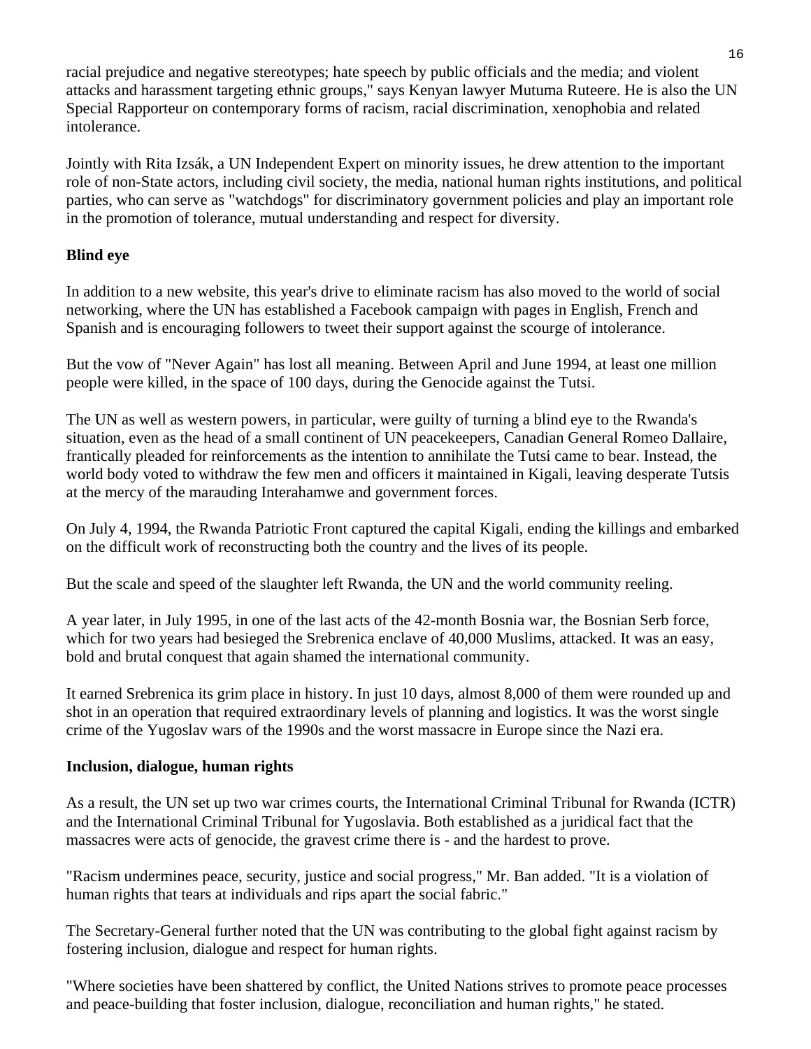racial prejudice and negative stereotypes; hate speech by public officials and the media; and violent attacks and harassment targeting ethnic groups," says Kenyan lawyer Mutuma Ruteere. He is also the UN Special Rapporteur on contemporary forms of racism, racial discrimination, xenophobia and related intolerance.

Jointly with Rita Izsák, a UN Independent Expert on minority issues, he drew attention to the important role of non-State actors, including civil society, the media, national human rights institutions, and political parties, who can serve as "watchdogs" for discriminatory government policies and play an important role in the promotion of tolerance, mutual understanding and respect for diversity.

**Blind eye**

In addition to a new website, this year's drive to eliminate racism has also moved to the world of social networking, where the UN has established a Facebook campaign with pages in English, French and Spanish and is encouraging followers to tweet their support against the scourge of intolerance.

But the vow of "Never Again" has lost all meaning. Between April and June 1994, at least one million people were killed, in the space of 100 days, during the Genocide against the Tutsi.

The UN as well as western powers, in particular, were guilty of turning a blind eye to the Rwanda's situation, even as the head of a small continent of UN peacekeepers, Canadian General Romeo Dallaire, frantically pleaded for reinforcements as the intention to annihilate the Tutsi came to bear. Instead, the world body voted to withdraw the few men and officers it maintained in Kigali, leaving desperate Tutsis at the mercy of the marauding Interahamwe and government forces.

On July 4, 1994, the Rwanda Patriotic Front captured the capital Kigali, ending the killings and embarked on the difficult work of reconstructing both the country and the lives of its people.

But the scale and speed of the slaughter left Rwanda, the UN and the world community reeling.

A year later, in July 1995, in one of the last acts of the 42-month Bosnia war, the Bosnian Serb force, which for two years had besieged the Srebrenica enclave of 40,000 Muslims, attacked. It was an easy, bold and brutal conquest that again shamed the international community.

It earned Srebrenica its grim place in history. In just 10 days, almost 8,000 of them were rounded up and shot in an operation that required extraordinary levels of planning and logistics. It was the worst single crime of the Yugoslav wars of the 1990s and the worst massacre in Europe since the Nazi era.

**Inclusion, dialogue, human rights**

As a result, the UN set up two war crimes courts, the International Criminal Tribunal for Rwanda (ICTR) and the International Criminal Tribunal for Yugoslavia. Both established as a juridical fact that the massacres were acts of genocide, the gravest crime there is - and the hardest to prove.

"Racism undermines peace, security, justice and social progress," Mr. Ban added. "It is a violation of human rights that tears at individuals and rips apart the social fabric."

The Secretary-General further noted that the UN was contributing to the global fight against racism by fostering inclusion, dialogue and respect for human rights.

"Where societies have been shattered by conflict, the United Nations strives to promote peace processes and peace-building that foster inclusion, dialogue, reconciliation and human rights," he stated.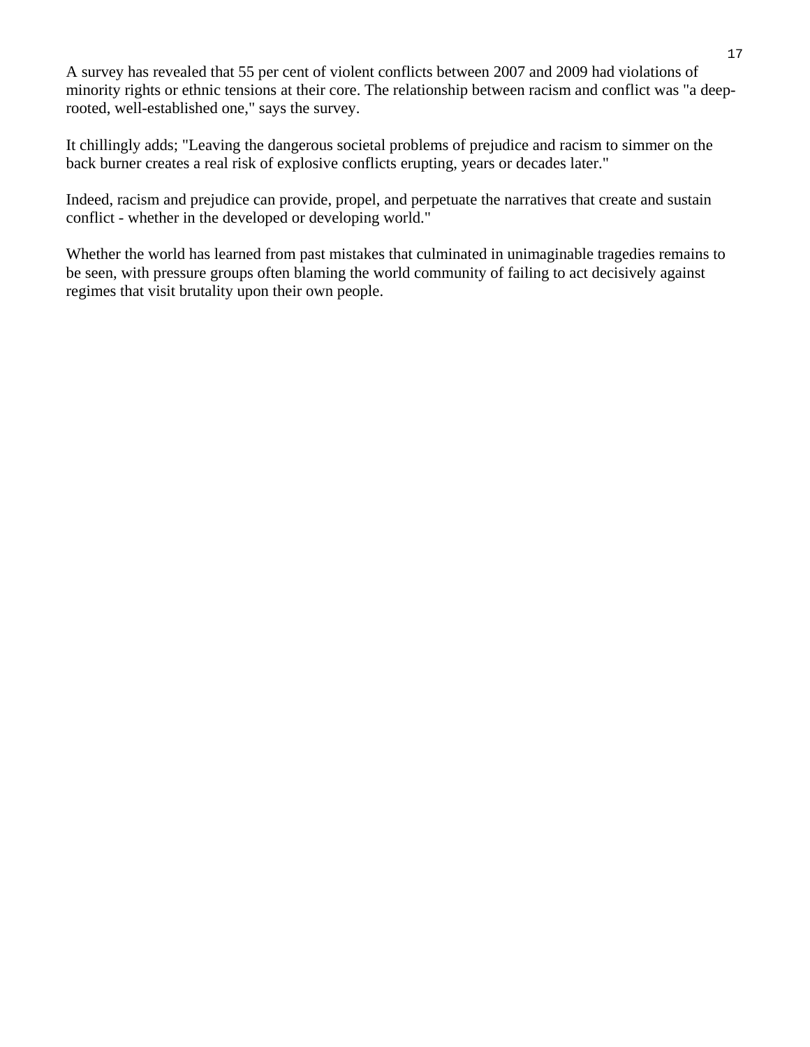A survey has revealed that 55 per cent of violent conflicts between 2007 and 2009 had violations of minority rights or ethnic tensions at their core. The relationship between racism and conflict was "a deep-rooted, well-established one," says the survey.

It chillingly adds; "Leaving the dangerous societal problems of prejudice and racism to simmer on the back burner creates a real risk of explosive conflicts erupting, years or decades later."

Indeed, racism and prejudice can provide, propel, and perpetuate the narratives that create and sustain conflict - whether in the developed or developing world."

Whether the world has learned from past mistakes that culminated in unimaginable tragedies remains to be seen, with pressure groups often blaming the world community of failing to act decisively against regimes that visit brutality upon their own people.